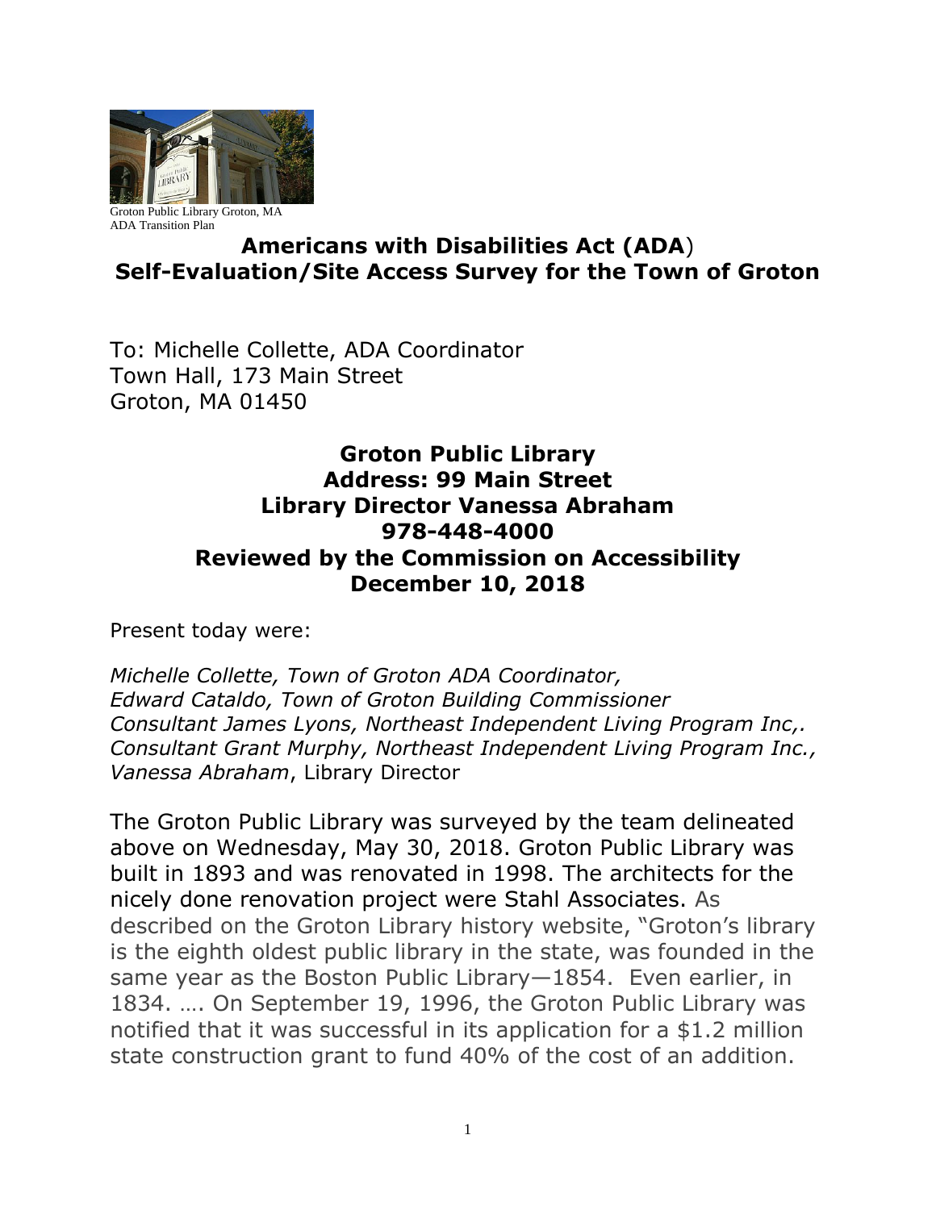Groton Public Library Groton, MA
ADA Transition Plan

# Americans with Disabilities Act (ADA) Self-Evaluation/Site Access Survey for the Town of Groton

To: Michelle Collette, ADA Coordinator
Town Hall, 173 Main Street
Groton, MA 01450

## Groton Public Library
## Address: 99 Main Street
## Library Director Vanessa Abraham
## 978-448-4000
## Reviewed by the Commission on Accessibility
## December 10, 2018

Present today were:

*Michelle Collette, Town of Groton ADA Coordinator,*
*Edward Cataldo, Town of Groton Building Commissioner*
*Consultant James Lyons, Northeast Independent Living Program Inc,.*
*Consultant Grant Murphy, Northeast Independent Living Program Inc.,*
*Vanessa Abraham*, Library Director

The Groton Public Library was surveyed by the team delineated above on Wednesday, May 30, 2018. Groton Public Library was built in 1893 and was renovated in 1998. The architects for the nicely done renovation project were Stahl Associates. As described on the Groton Library history website, "Groton's library is the eighth oldest public library in the state, was founded in the same year as the Boston Public Library—1854. Even earlier, in 1834. …. On September 19, 1996, the Groton Public Library was notified that it was successful in its application for a $1.2 million state construction grant to fund 40% of the cost of an addition.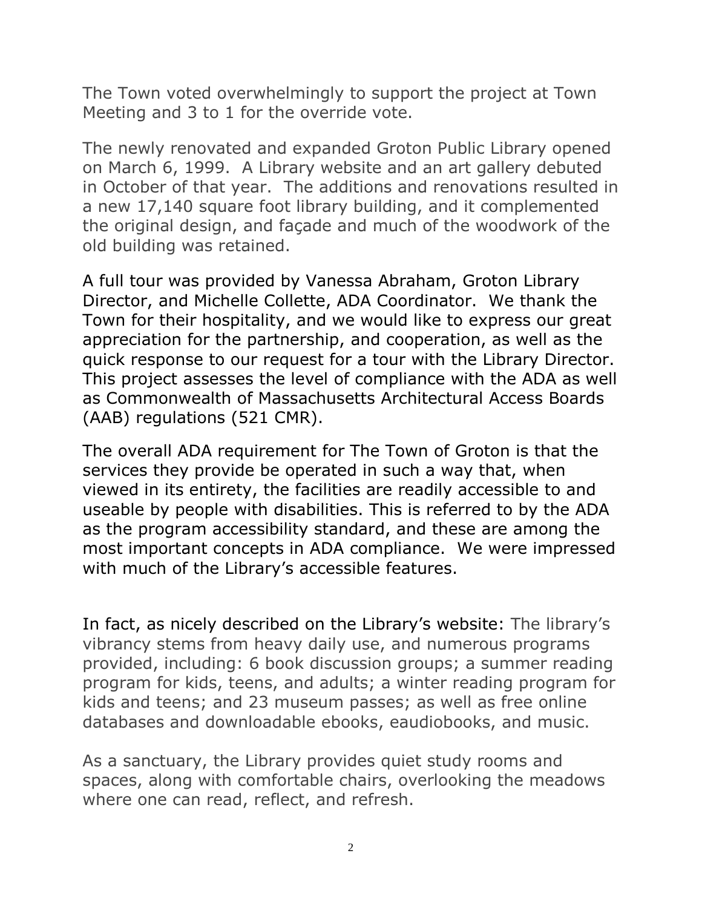The Town voted overwhelmingly to support the project at Town Meeting and 3 to 1 for the override vote.

The newly renovated and expanded Groton Public Library opened on March 6, 1999. A Library website and an art gallery debuted in October of that year. The additions and renovations resulted in a new 17,140 square foot library building, and it complemented the original design, and façade and much of the woodwork of the old building was retained.

A full tour was provided by Vanessa Abraham, Groton Library Director, and Michelle Collette, ADA Coordinator. We thank the Town for their hospitality, and we would like to express our great appreciation for the partnership, and cooperation, as well as the quick response to our request for a tour with the Library Director. This project assesses the level of compliance with the ADA as well as Commonwealth of Massachusetts Architectural Access Boards (AAB) regulations (521 CMR).

The overall ADA requirement for The Town of Groton is that the services they provide be operated in such a way that, when viewed in its entirety, the facilities are readily accessible to and useable by people with disabilities. This is referred to by the ADA as the program accessibility standard, and these are among the most important concepts in ADA compliance. We were impressed with much of the Library's accessible features.

In fact, as nicely described on the Library's website: The library's vibrancy stems from heavy daily use, and numerous programs provided, including: 6 book discussion groups; a summer reading program for kids, teens, and adults; a winter reading program for kids and teens; and 23 museum passes; as well as free online databases and downloadable ebooks, eaudiobooks, and music.

As a sanctuary, the Library provides quiet study rooms and spaces, along with comfortable chairs, overlooking the meadows where one can read, reflect, and refresh.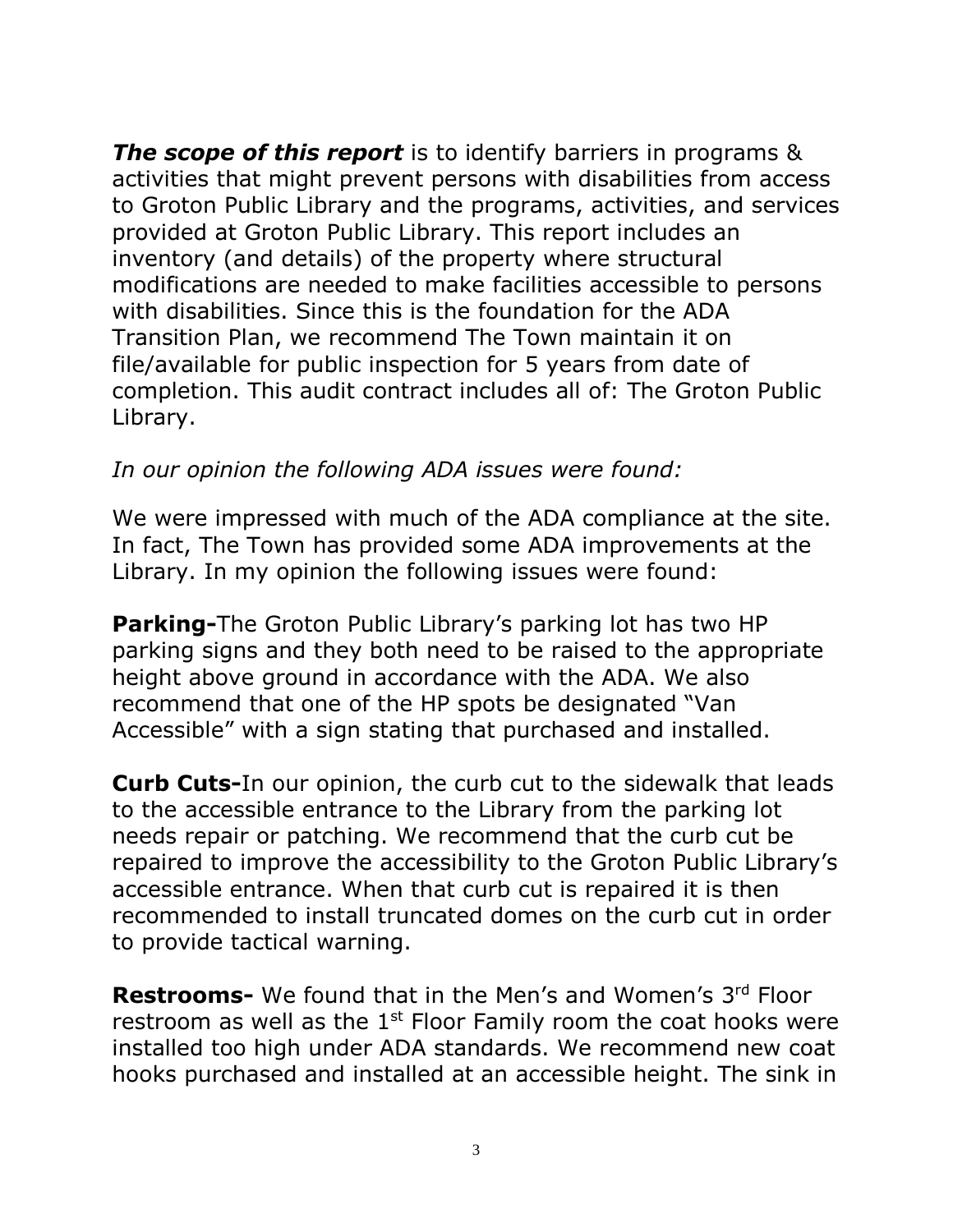***The scope of this report*** is to identify barriers in programs & activities that might prevent persons with disabilities from access to Groton Public Library and the programs, activities, and services provided at Groton Public Library. This report includes an inventory (and details) of the property where structural modifications are needed to make facilities accessible to persons with disabilities. Since this is the foundation for the ADA Transition Plan, we recommend The Town maintain it on file/available for public inspection for 5 years from date of completion. This audit contract includes all of: The Groton Public Library.

*In our opinion the following ADA issues were found:*

We were impressed with much of the ADA compliance at the site. In fact, The Town has provided some ADA improvements at the Library. In my opinion the following issues were found:

**Parking-**The Groton Public Library's parking lot has two HP parking signs and they both need to be raised to the appropriate height above ground in accordance with the ADA. We also recommend that one of the HP spots be designated "Van Accessible" with a sign stating that purchased and installed.

**Curb Cuts-**In our opinion, the curb cut to the sidewalk that leads to the accessible entrance to the Library from the parking lot needs repair or patching. We recommend that the curb cut be repaired to improve the accessibility to the Groton Public Library's accessible entrance. When that curb cut is repaired it is then recommended to install truncated domes on the curb cut in order to provide tactical warning.

**Restrooms-** We found that in the Men's and Women's 3rd Floor restroom as well as the 1st Floor Family room the coat hooks were installed too high under ADA standards. We recommend new coat hooks purchased and installed at an accessible height. The sink in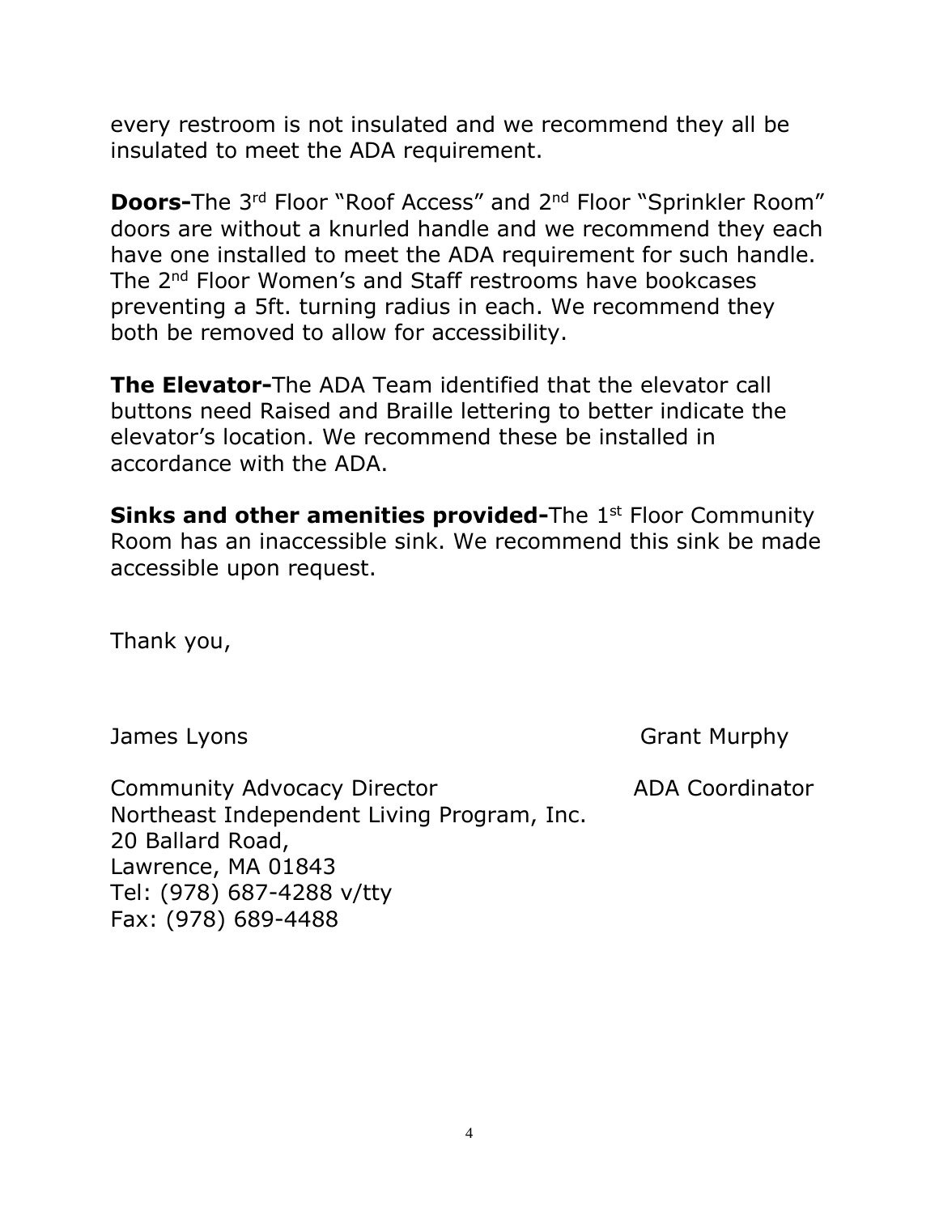every restroom is not insulated and we recommend they all be insulated to meet the ADA requirement.

**Doors-**The 3rd Floor "Roof Access" and 2nd Floor "Sprinkler Room" doors are without a knurled handle and we recommend they each have one installed to meet the ADA requirement for such handle. The 2nd Floor Women's and Staff restrooms have bookcases preventing a 5ft. turning radius in each. We recommend they both be removed to allow for accessibility.

**The Elevator-**The ADA Team identified that the elevator call buttons need Raised and Braille lettering to better indicate the elevator's location. We recommend these be installed in accordance with the ADA.

**Sinks and other amenities provided-**The 1st Floor Community Room has an inaccessible sink. We recommend this sink be made accessible upon request.

Thank you,

James Lyons
Community Advocacy Director

Grant Murphy
ADA Coordinator

Northeast Independent Living Program, Inc.
20 Ballard Road,
Lawrence, MA 01843
Tel: (978) 687-4288 v/tty
Fax: (978) 689-4488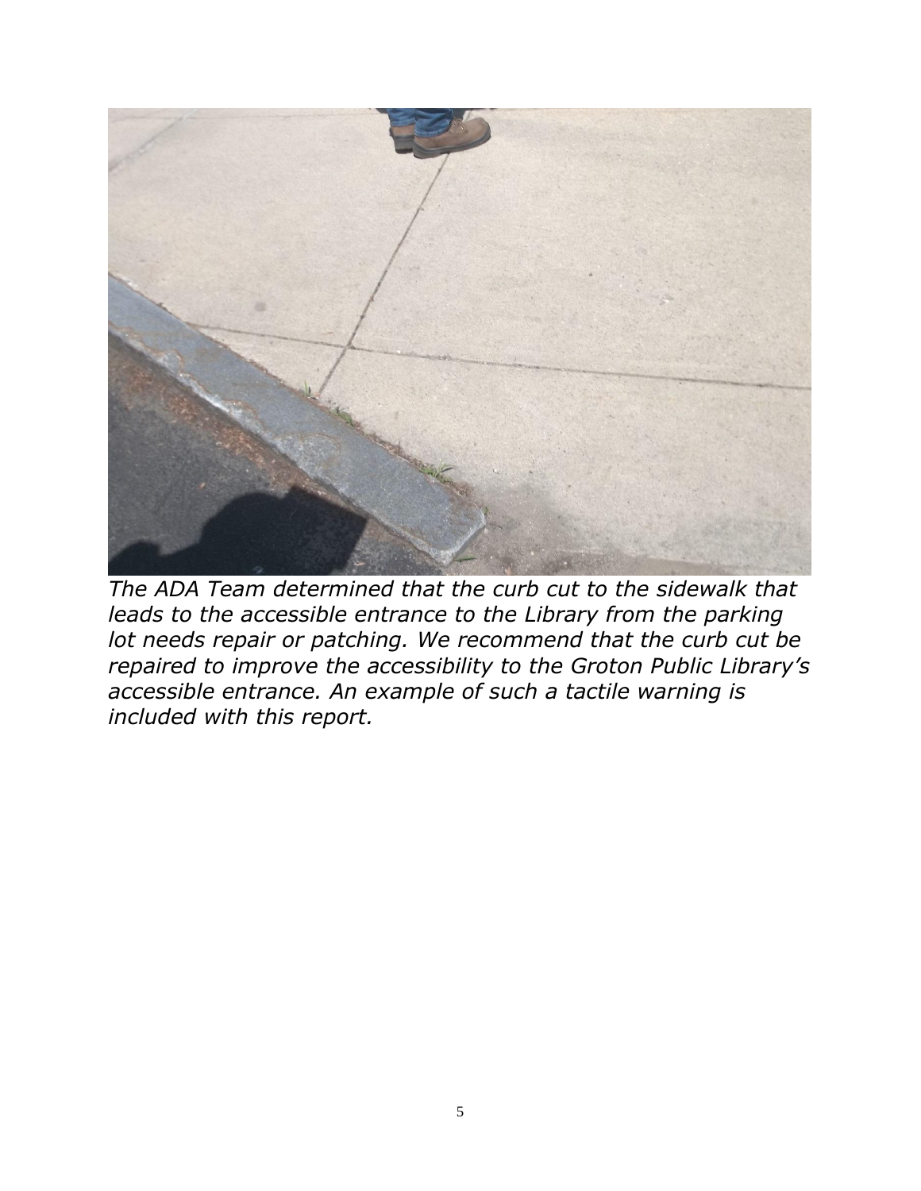*The ADA Team determined that the curb cut to the sidewalk that leads to the accessible entrance to the Library from the parking lot needs repair or patching. We recommend that the curb cut be repaired to improve the accessibility to the Groton Public Library's accessible entrance. An example of such a tactile warning is included with this report.*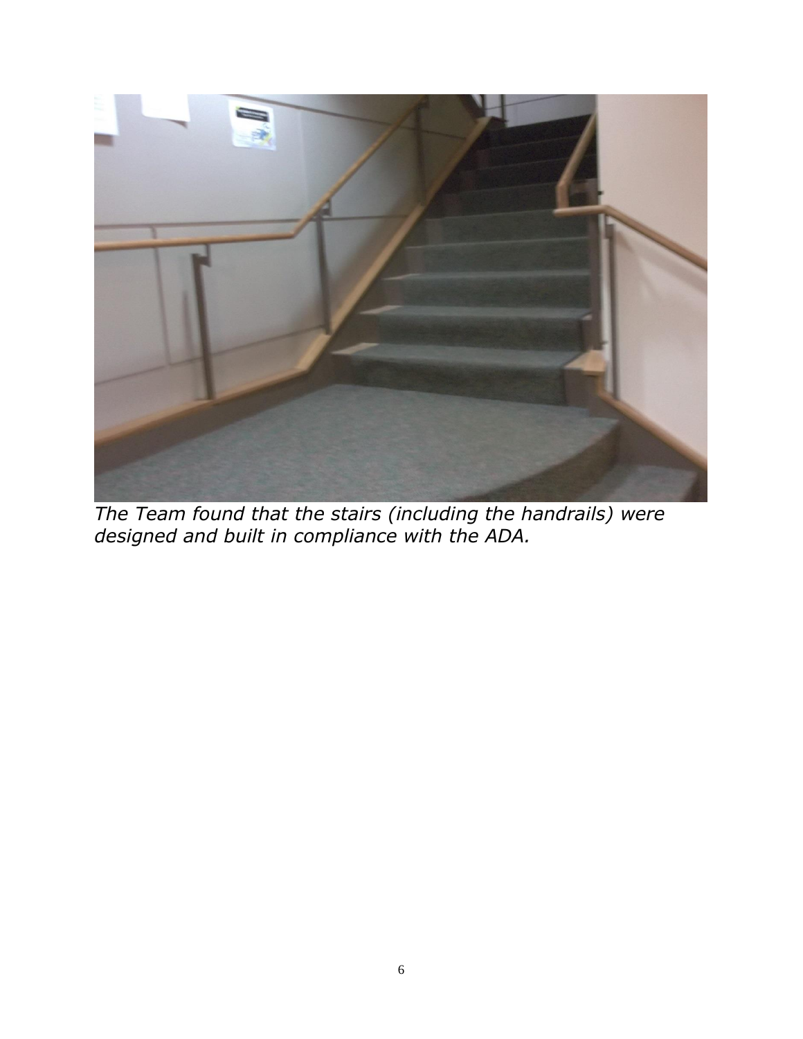*The Team found that the stairs (including the handrails) were designed and built in compliance with the ADA.*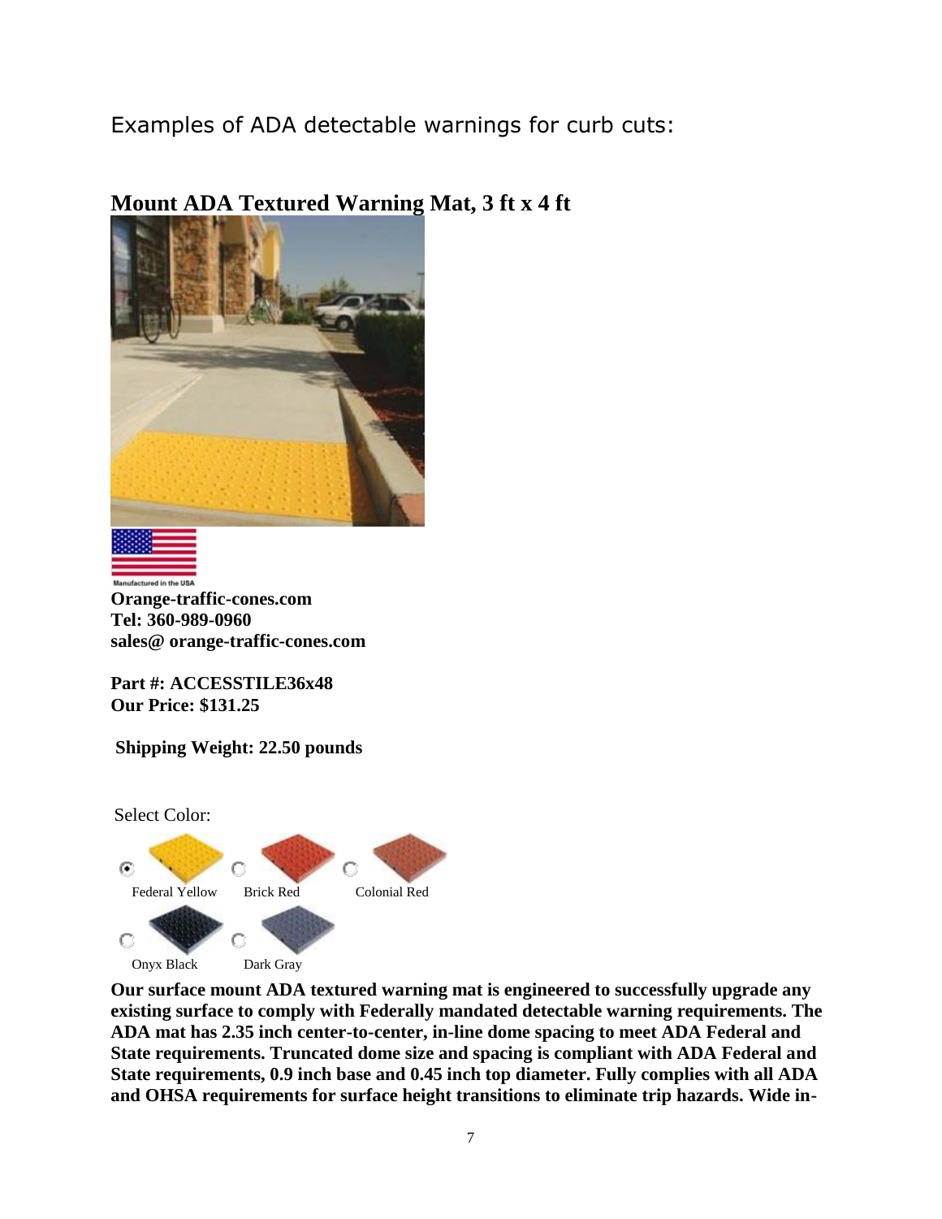Examples of ADA detectable warnings for curb cuts:

## Mount ADA Textured Warning Mat, 3 ft x 4 ft

**Orange-traffic-cones.com**
**Tel: 360-989-0960**
**sales@ orange-traffic-cones.com**

**Part #: ACCESSTILE36x48**
**Our Price: $131.25**

**Shipping Weight: 22.50 pounds**

Select Color:

Federal Yellow  
Brick Red  
Colonial Red  
Onyx Black  
Dark Gray

**Our surface mount ADA textured warning mat is engineered to successfully upgrade any existing surface to comply with Federally mandated detectable warning requirements. The ADA mat has 2.35 inch center-to-center, in-line dome spacing to meet ADA Federal and State requirements. Truncated dome size and spacing is compliant with ADA Federal and State requirements, 0.9 inch base and 0.45 inch top diameter. Fully complies with all ADA and OHSA requirements for surface height transitions to eliminate trip hazards. Wide in-**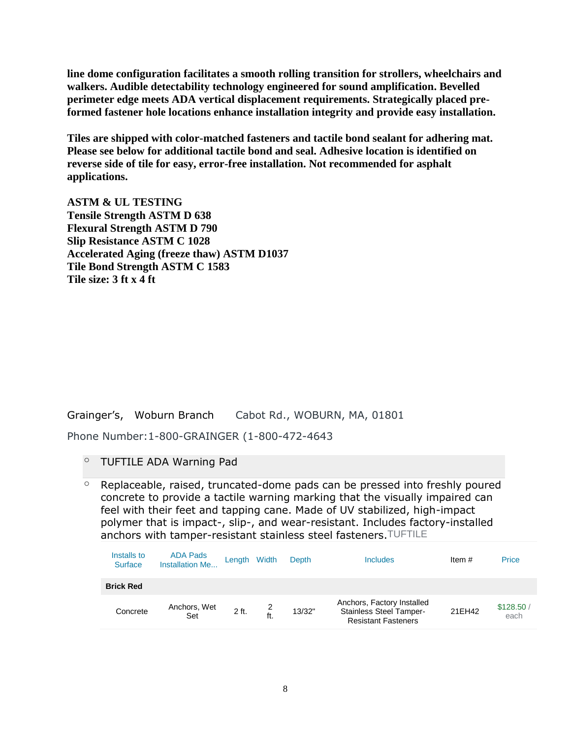**line dome configuration facilitates a smooth rolling transition for strollers, wheelchairs and walkers. Audible detectability technology engineered for sound amplification. Bevelled perimeter edge meets ADA vertical displacement requirements. Strategically placed pre-formed fastener hole locations enhance installation integrity and provide easy installation.**

**Tiles are shipped with color-matched fasteners and tactile bond sealant for adhering mat. Please see below for additional tactile bond and seal. Adhesive location is identified on reverse side of tile for easy, error-free installation. Not recommended for asphalt applications.**

**ASTM & UL TESTING**
**Tensile Strength ASTM D 638**
**Flexural Strength ASTM D 790**
**Slip Resistance ASTM C 1028**
**Accelerated Aging (freeze thaw) ASTM D1037**
**Tile Bond Strength ASTM C 1583**
**Tile size: 3 ft x 4 ft**

Grainger's, Woburn Branch Cabot Rd., WOBURN, MA, 01801

Phone Number: 1-800-GRAINGER (1-800-472-4643

- TUFTILE ADA Warning Pad
- Replaceable, raised, truncated-dome pads can be pressed into freshly poured concrete to provide a tactile warning marking that the visually impaired can feel with their feet and tapping cane. Made of UV stabilized, high-impact polymer that is impact-, slip-, and wear-resistant. Includes factory-installed anchors with tamper-resistant stainless steel fasteners. TUFTILE

| Installs to Surface | ADA Pads Installation Me... | Length | Width | Depth | Includes | Item # | Price |
|---|---|---|---|---|---|---|---|
| **Brick Red** | | | | | | | |
| Concrete | Anchors, Wet Set | 2 ft. | 2 ft. | 13/32" | Anchors, Factory Installed Stainless Steel Tamper-Resistant Fasteners | 21EH42 | $128.50 / each |